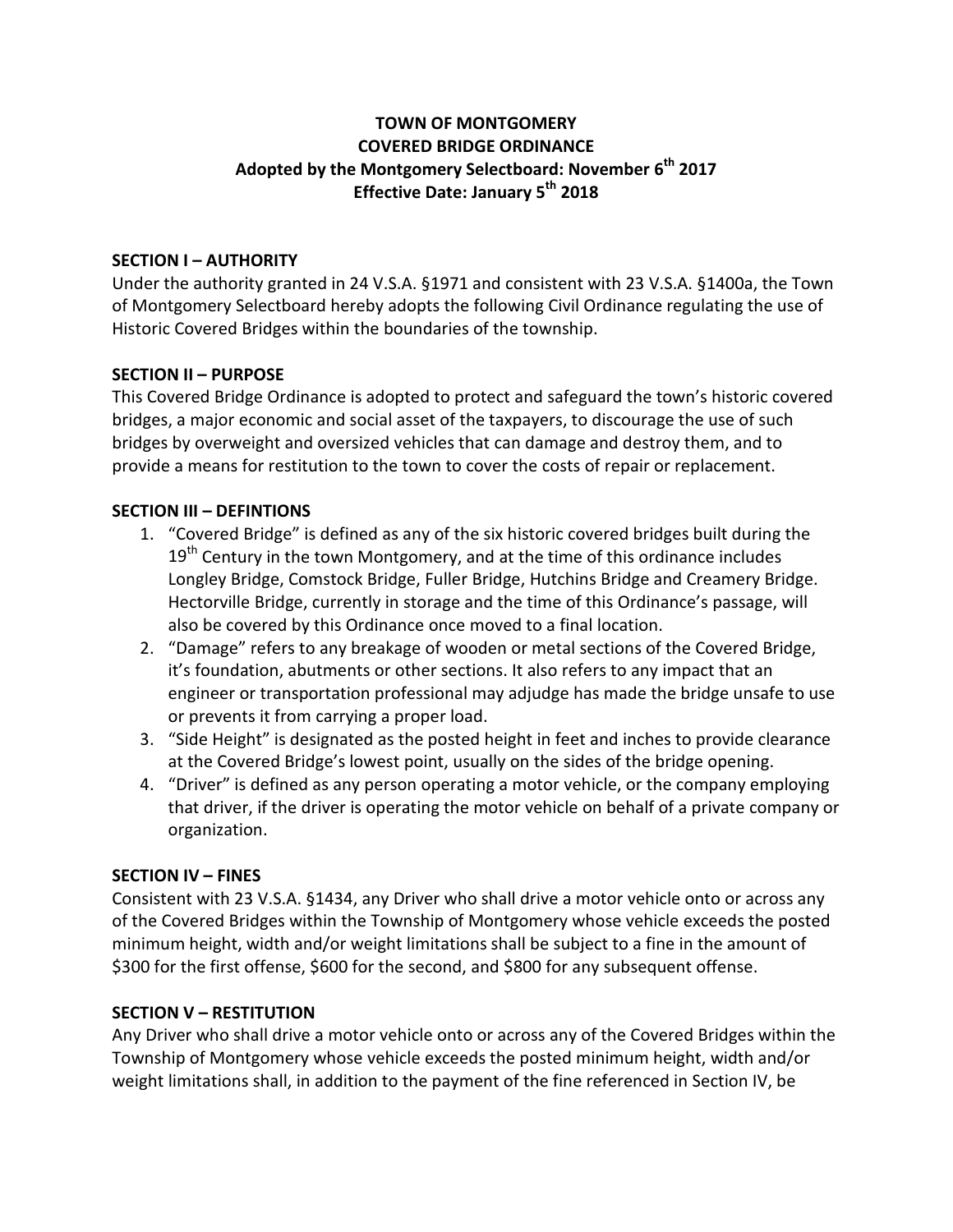# TOWN OF MONTGOMERY
# COVERED BRIDGE ORDINANCE
## Adopted by the Montgomery Selectboard: November 6th 2017
## Effective Date: January 5th 2018

### SECTION I – AUTHORITY

Under the authority granted in 24 V.S.A. §1971 and consistent with 23 V.S.A. §1400a, the Town of Montgomery Selectboard hereby adopts the following Civil Ordinance regulating the use of Historic Covered Bridges within the boundaries of the township.

### SECTION II – PURPOSE

This Covered Bridge Ordinance is adopted to protect and safeguard the town's historic covered bridges, a major economic and social asset of the taxpayers, to discourage the use of such bridges by overweight and oversized vehicles that can damage and destroy them, and to provide a means for restitution to the town to cover the costs of repair or replacement.

### SECTION III – DEFINTIONS

1. "Covered Bridge" is defined as any of the six historic covered bridges built during the 19th Century in the town Montgomery, and at the time of this ordinance includes Longley Bridge, Comstock Bridge, Fuller Bridge, Hutchins Bridge and Creamery Bridge. Hectorville Bridge, currently in storage and the time of this Ordinance's passage, will also be covered by this Ordinance once moved to a final location.
2. "Damage" refers to any breakage of wooden or metal sections of the Covered Bridge, it's foundation, abutments or other sections. It also refers to any impact that an engineer or transportation professional may adjudge has made the bridge unsafe to use or prevents it from carrying a proper load.
3. "Side Height" is designated as the posted height in feet and inches to provide clearance at the Covered Bridge's lowest point, usually on the sides of the bridge opening.
4. "Driver" is defined as any person operating a motor vehicle, or the company employing that driver, if the driver is operating the motor vehicle on behalf of a private company or organization.

### SECTION IV – FINES

Consistent with 23 V.S.A. §1434, any Driver who shall drive a motor vehicle onto or across any of the Covered Bridges within the Township of Montgomery whose vehicle exceeds the posted minimum height, width and/or weight limitations shall be subject to a fine in the amount of $300 for the first offense, $600 for the second, and $800 for any subsequent offense.

### SECTION V – RESTITUTION

Any Driver who shall drive a motor vehicle onto or across any of the Covered Bridges within the Township of Montgomery whose vehicle exceeds the posted minimum height, width and/or weight limitations shall, in addition to the payment of the fine referenced in Section IV, be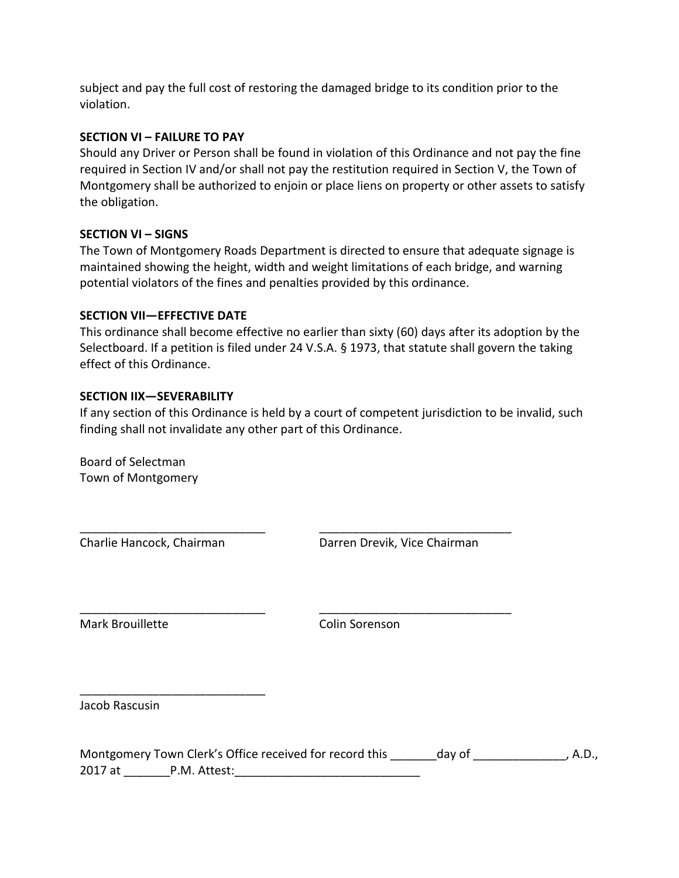subject and pay the full cost of restoring the damaged bridge to its condition prior to the violation.

**SECTION VI – FAILURE TO PAY**

Should any Driver or Person shall be found in violation of this Ordinance and not pay the fine required in Section IV and/or shall not pay the restitution required in Section V, the Town of Montgomery shall be authorized to enjoin or place liens on property or other assets to satisfy the obligation.

**SECTION VI – SIGNS**

The Town of Montgomery Roads Department is directed to ensure that adequate signage is maintained showing the height, width and weight limitations of each bridge, and warning potential violators of the fines and penalties provided by this ordinance.

**SECTION VII—EFFECTIVE DATE**

This ordinance shall become effective no earlier than sixty (60) days after its adoption by the Selectboard. If a petition is filed under 24 V.S.A. § 1973, that statute shall govern the taking effect of this Ordinance.

**SECTION IIX—SEVERABILITY**

If any section of this Ordinance is held by a court of competent jurisdiction to be invalid, such finding shall not invalidate any other part of this Ordinance.

Board of Selectman
Town of Montgomery

____________________________
Charlie Hancock, Chairman

____________________________
Darren Drevik, Vice Chairman

____________________________
Mark Brouillette

____________________________
Colin Sorenson

____________________________
Jacob Rascusin

Montgomery Town Clerk's Office received for record this _______day of ______________, A.D., 2017 at _______P.M. Attest:____________________________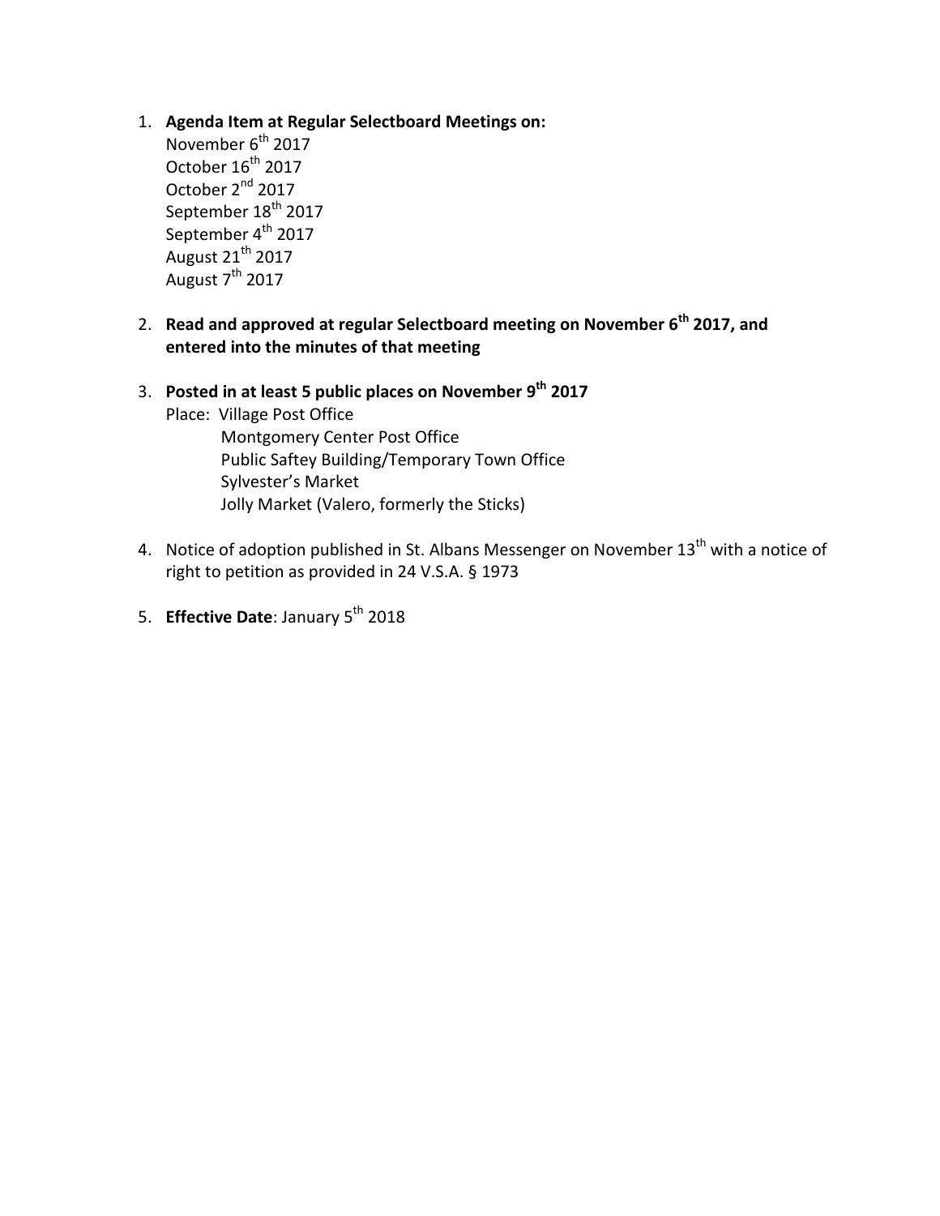1. **Agenda Item at Regular Selectboard Meetings on:**
   November 6th 2017
   October 16th 2017
   October 2nd 2017
   September 18th 2017
   September 4th 2017
   August 21st 2017
   August 7th 2017

2. **Read and approved at regular Selectboard meeting on November 6th 2017, and entered into the minutes of that meeting**

3. **Posted in at least 5 public places on November 9th 2017**
   Place: Village Post Office
   Montgomery Center Post Office
   Public Saftey Building/Temporary Town Office
   Sylvester's Market
   Jolly Market (Valero, formerly the Sticks)

4. Notice of adoption published in St. Albans Messenger on November 13th with a notice of right to petition as provided in 24 V.S.A. § 1973

5. **Effective Date**: January 5th 2018